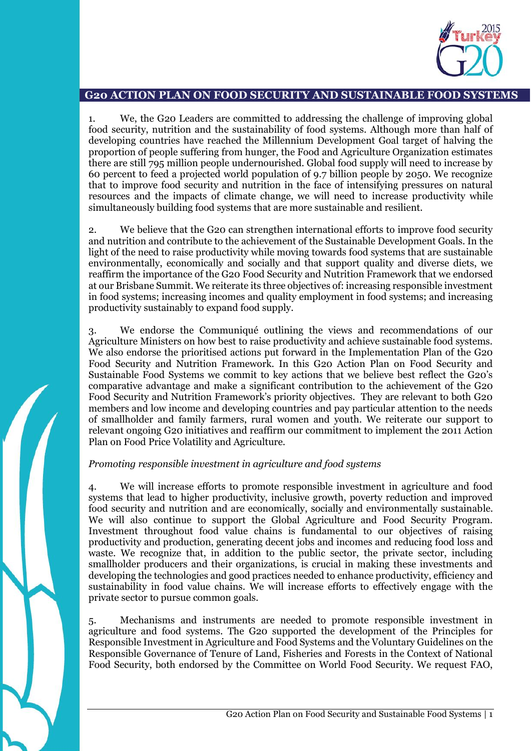## G20 ACTION PLAN ON FOOD SECURITY AND SUSTAINABLE FOOD SYSTEMS

1. We, the G20 Leaders are committed to addressing the challenge of improving global food security, nutrition and the sustainability of food systems. Although more than half of developing countries have reached the Millennium Development Goal target of halving the proportion of people suffering from hunger, the Food and Agriculture Organization estimates there are still 795 million people undernourished. Global food supply will need to increase by 60 percent to feed a projected world population of 9.7 billion people by 2050. We recognize that to improve food security and nutrition in the face of intensifying pressures on natural resources and the impacts of climate change, we will need to increase productivity while simultaneously building food systems that are more sustainable and resilient.

2. We believe that the G20 can strengthen international efforts to improve food security and nutrition and contribute to the achievement of the Sustainable Development Goals. In the light of the need to raise productivity while moving towards food systems that are sustainable environmentally, economically and socially and that support quality and diverse diets, we reaffirm the importance of the G20 Food Security and Nutrition Framework that we endorsed at our Brisbane Summit. We reiterate its three objectives of: increasing responsible investment in food systems; increasing incomes and quality employment in food systems; and increasing productivity sustainably to expand food supply.

3. We endorse the Communiqué outlining the views and recommendations of our Agriculture Ministers on how best to raise productivity and achieve sustainable food systems. We also endorse the prioritised actions put forward in the Implementation Plan of the G20 Food Security and Nutrition Framework. In this G20 Action Plan on Food Security and Sustainable Food Systems we commit to key actions that we believe best reflect the G20's comparative advantage and make a significant contribution to the achievement of the G20 Food Security and Nutrition Framework's priority objectives. They are relevant to both G20 members and low income and developing countries and pay particular attention to the needs of smallholder and family farmers, rural women and youth. We reiterate our support to relevant ongoing G20 initiatives and reaffirm our commitment to implement the 2011 Action Plan on Food Price Volatility and Agriculture.

*Promoting responsible investment in agriculture and food systems*

4. We will increase efforts to promote responsible investment in agriculture and food systems that lead to higher productivity, inclusive growth, poverty reduction and improved food security and nutrition and are economically, socially and environmentally sustainable. We will also continue to support the Global Agriculture and Food Security Program. Investment throughout food value chains is fundamental to our objectives of raising productivity and production, generating decent jobs and incomes and reducing food loss and waste. We recognize that, in addition to the public sector, the private sector, including smallholder producers and their organizations, is crucial in making these investments and developing the technologies and good practices needed to enhance productivity, efficiency and sustainability in food value chains. We will increase efforts to effectively engage with the private sector to pursue common goals.

5. Mechanisms and instruments are needed to promote responsible investment in agriculture and food systems. The G20 supported the development of the Principles for Responsible Investment in Agriculture and Food Systems and the Voluntary Guidelines on the Responsible Governance of Tenure of Land, Fisheries and Forests in the Context of National Food Security, both endorsed by the Committee on World Food Security. We request FAO,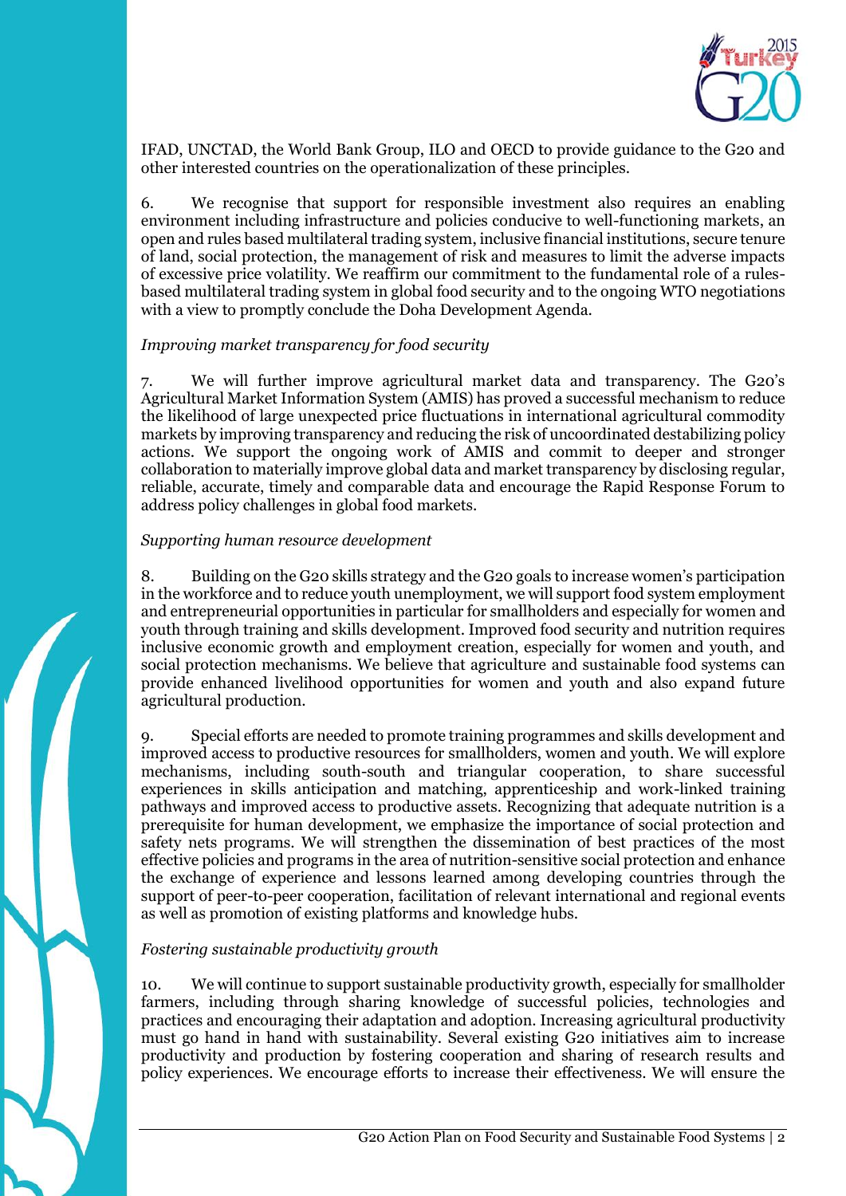IFAD, UNCTAD, the World Bank Group, ILO and OECD to provide guidance to the G20 and other interested countries on the operationalization of these principles.

6. We recognise that support for responsible investment also requires an enabling environment including infrastructure and policies conducive to well-functioning markets, an open and rules based multilateral trading system, inclusive financial institutions, secure tenure of land, social protection, the management of risk and measures to limit the adverse impacts of excessive price volatility. We reaffirm our commitment to the fundamental role of a rules-based multilateral trading system in global food security and to the ongoing WTO negotiations with a view to promptly conclude the Doha Development Agenda.

*Improving market transparency for food security*

7. We will further improve agricultural market data and transparency. The G20's Agricultural Market Information System (AMIS) has proved a successful mechanism to reduce the likelihood of large unexpected price fluctuations in international agricultural commodity markets by improving transparency and reducing the risk of uncoordinated destabilizing policy actions. We support the ongoing work of AMIS and commit to deeper and stronger collaboration to materially improve global data and market transparency by disclosing regular, reliable, accurate, timely and comparable data and encourage the Rapid Response Forum to address policy challenges in global food markets.

*Supporting human resource development*

8. Building on the G20 skills strategy and the G20 goals to increase women's participation in the workforce and to reduce youth unemployment, we will support food system employment and entrepreneurial opportunities in particular for smallholders and especially for women and youth through training and skills development. Improved food security and nutrition requires inclusive economic growth and employment creation, especially for women and youth, and social protection mechanisms. We believe that agriculture and sustainable food systems can provide enhanced livelihood opportunities for women and youth and also expand future agricultural production.

9. Special efforts are needed to promote training programmes and skills development and improved access to productive resources for smallholders, women and youth. We will explore mechanisms, including south-south and triangular cooperation, to share successful experiences in skills anticipation and matching, apprenticeship and work-linked training pathways and improved access to productive assets. Recognizing that adequate nutrition is a prerequisite for human development, we emphasize the importance of social protection and safety nets programs. We will strengthen the dissemination of best practices of the most effective policies and programs in the area of nutrition-sensitive social protection and enhance the exchange of experience and lessons learned among developing countries through the support of peer-to-peer cooperation, facilitation of relevant international and regional events as well as promotion of existing platforms and knowledge hubs.

*Fostering sustainable productivity growth*

10. We will continue to support sustainable productivity growth, especially for smallholder farmers, including through sharing knowledge of successful policies, technologies and practices and encouraging their adaptation and adoption. Increasing agricultural productivity must go hand in hand with sustainability. Several existing G20 initiatives aim to increase productivity and production by fostering cooperation and sharing of research results and policy experiences. We encourage efforts to increase their effectiveness. We will ensure the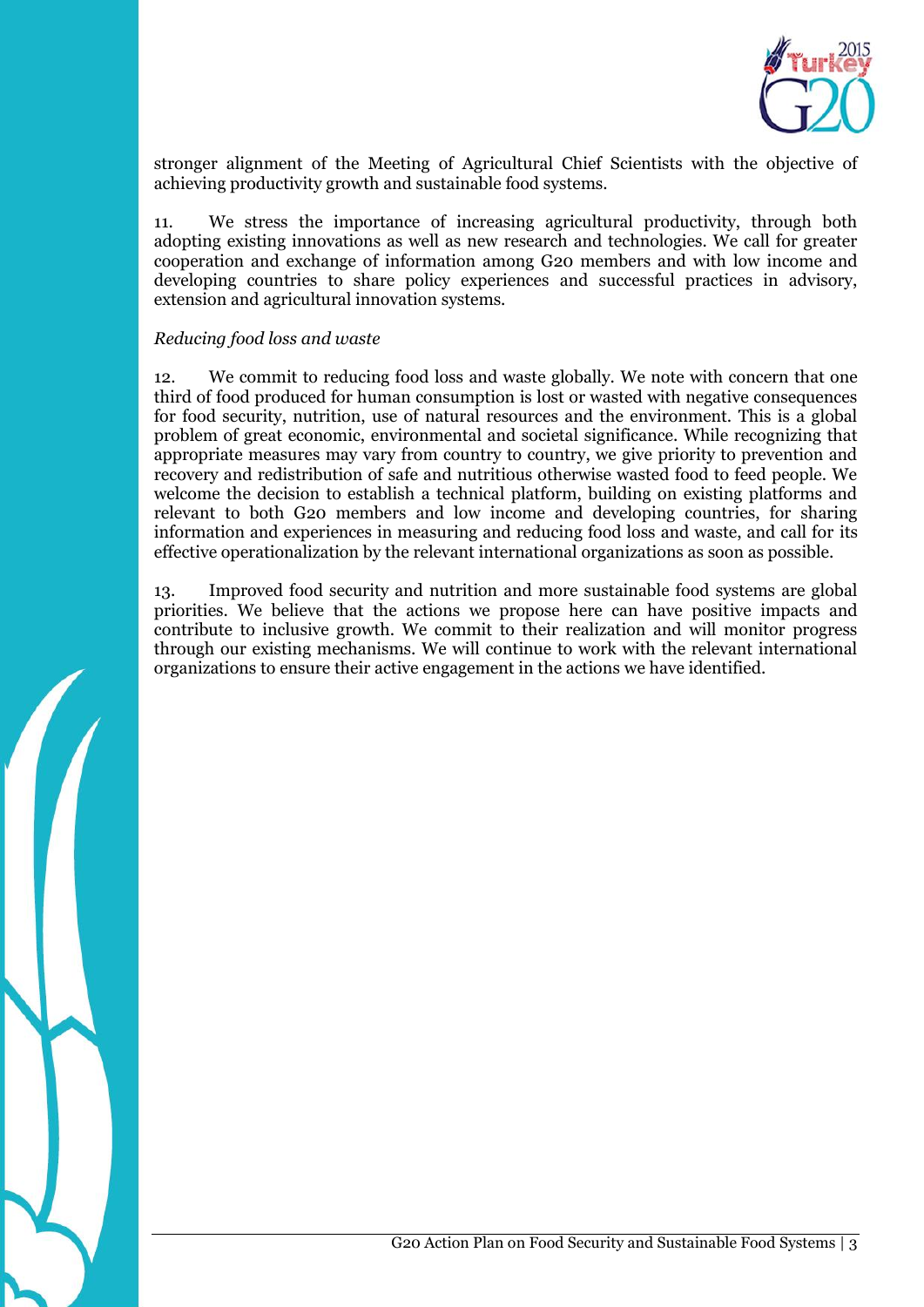stronger alignment of the Meeting of Agricultural Chief Scientists with the objective of achieving productivity growth and sustainable food systems.

11. We stress the importance of increasing agricultural productivity, through both adopting existing innovations as well as new research and technologies. We call for greater cooperation and exchange of information among G20 members and with low income and developing countries to share policy experiences and successful practices in advisory, extension and agricultural innovation systems.

*Reducing food loss and waste*

12. We commit to reducing food loss and waste globally. We note with concern that one third of food produced for human consumption is lost or wasted with negative consequences for food security, nutrition, use of natural resources and the environment. This is a global problem of great economic, environmental and societal significance. While recognizing that appropriate measures may vary from country to country, we give priority to prevention and recovery and redistribution of safe and nutritious otherwise wasted food to feed people. We welcome the decision to establish a technical platform, building on existing platforms and relevant to both G20 members and low income and developing countries, for sharing information and experiences in measuring and reducing food loss and waste, and call for its effective operationalization by the relevant international organizations as soon as possible.

13. Improved food security and nutrition and more sustainable food systems are global priorities. We believe that the actions we propose here can have positive impacts and contribute to inclusive growth. We commit to their realization and will monitor progress through our existing mechanisms. We will continue to work with the relevant international organizations to ensure their active engagement in the actions we have identified.